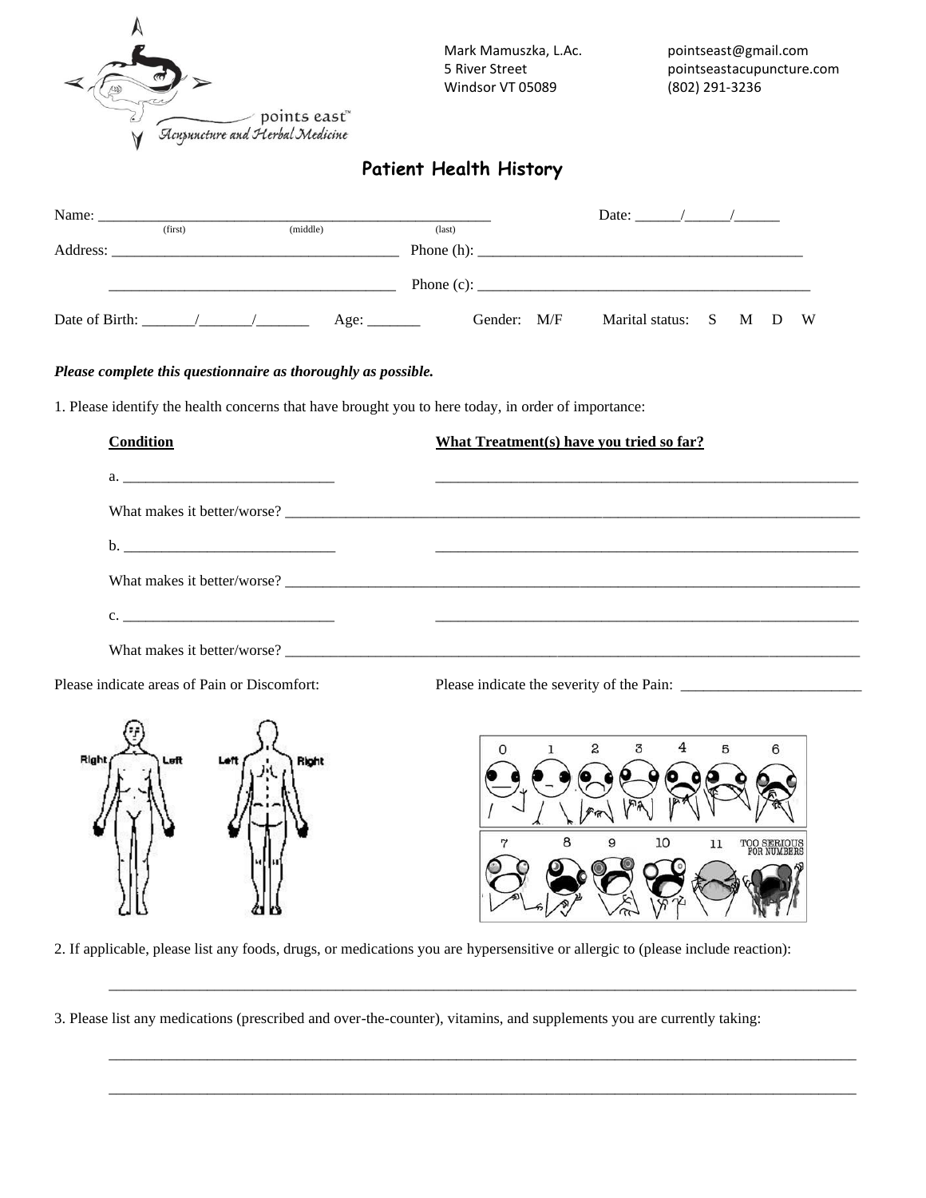points east™
Acupuncture and Herbal Medicine

Mark Mamuszka, L.Ac.
5 River Street
Windsor VT 05089

pointseast@gmail.com
pointseastacupuncture.com
(802) 291-3236

# Patient Health History

Name: ______________________________________________________
(first) (middle) (last)

Date: ______/______/______

Address: ______________________________________

Phone (h): ____________________________________________

______________________________________

Phone (c): ____________________________________________

Date of Birth: _______/_______/_______ Age: _______ Gender: M/F Marital status: S M D W

***Please complete this questionnaire as thoroughly as possible.***

1. Please identify the health concerns that have brought you to here today, in order of importance:

| **Condition** | **What Treatment(s) have you tried so far?** |
|---|---|
| a. ____________________________ | __________________________________________________________ |

What makes it better/worse? ________________________________________________________________________________

| | |
|---|---|
| b. ____________________________ | __________________________________________________________ |

What makes it better/worse? ________________________________________________________________________________

| | |
|---|---|
| c. ____________________________ | __________________________________________________________ |

What makes it better/worse? ________________________________________________________________________________

Please indicate areas of Pain or Discomfort:

Right Left Left Right

Please indicate the severity of the Pain: ________________________

0 1 2 3 4 5 6

7 8 9 10 11 TOO SERIOUS FOR NUMBERS

2. If applicable, please list any foods, drugs, or medications you are hypersensitive or allergic to (please include reaction):

______________________________________________________________________________________________________

3. Please list any medications (prescribed and over-the-counter), vitamins, and supplements you are currently taking:

______________________________________________________________________________________________________

______________________________________________________________________________________________________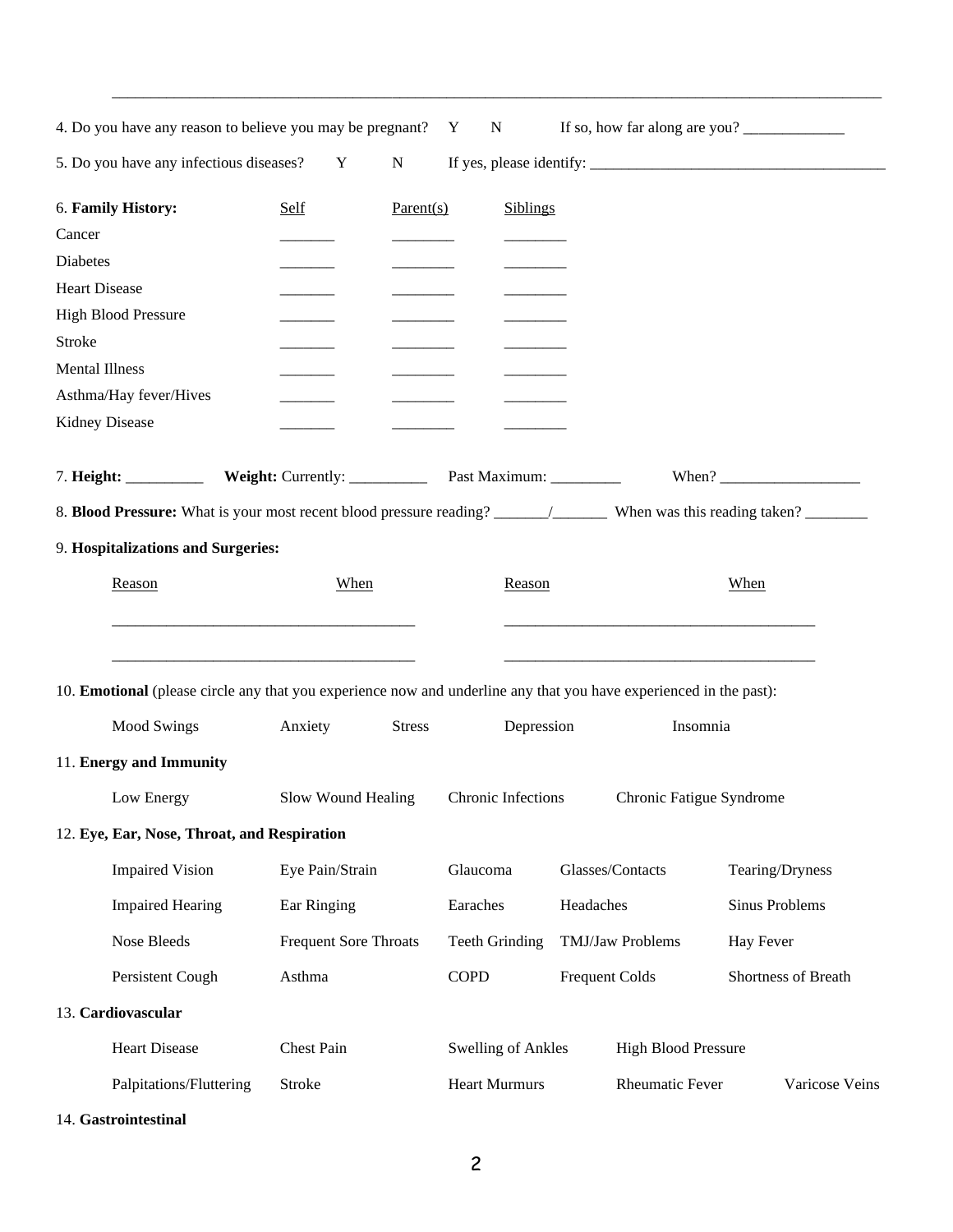\_\_\_\_\_\_\_\_\_\_\_\_\_\_\_\_\_\_\_\_\_\_\_\_\_\_\_\_\_\_\_\_\_\_\_\_\_\_\_\_\_\_\_\_\_\_\_\_\_\_\_\_\_\_\_\_\_\_\_\_\_\_\_\_\_\_\_\_\_\_\_\_\_\_\_\_\_\_\_\_\_\_\_\_\_\_\_\_\_\_

4. Do you have any reason to believe you may be pregnant? Y N If so, how far along are you? \_\_\_\_\_\_\_\_\_\_\_\_\_

5. Do you have any infectious diseases? Y N If yes, please identify: \_\_\_\_\_\_\_\_\_\_\_\_\_\_\_\_\_\_\_\_\_\_\_\_\_\_\_\_\_\_\_\_\_\_\_\_\_\_

6. **Family History:**

| | Self | Parent(s) | Siblings |
|---|---|---|---|
| Cancer | _______ | ________ | ________ |
| Diabetes | _______ | ________ | ________ |
| Heart Disease | _______ | ________ | ________ |
| High Blood Pressure | _______ | ________ | ________ |
| Stroke | _______ | ________ | ________ |
| Mental Illness | _______ | ________ | ________ |
| Asthma/Hay fever/Hives | _______ | ________ | ________ |
| Kidney Disease | _______ | ________ | ________ |

7. **Height:** \_\_\_\_\_\_\_\_\_\_ **Weight:** Currently: \_\_\_\_\_\_\_\_\_\_ Past Maximum: \_\_\_\_\_\_\_\_\_ When? \_\_\_\_\_\_\_\_\_\_\_\_\_\_\_\_\_\_

8. **Blood Pressure:** What is your most recent blood pressure reading? \_\_\_\_\_\_\_/\_\_\_\_\_\_\_ When was this reading taken? \_\_\_\_\_\_\_\_

9. **Hospitalizations and Surgeries:**

| Reason | When | Reason | When |
|---|---|---|---|
| | | | |
| | | | |

10. **Emotional** (please circle any that you experience now and underline any that you have experienced in the past):

Mood Swings    Anxiety    Stress    Depression    Insomnia

11. **Energy and Immunity**

Low Energy    Slow Wound Healing    Chronic Infections    Chronic Fatigue Syndrome

12. **Eye, Ear, Nose, Throat, and Respiration**

| | | | | |
|---|---|---|---|---|
| Impaired Vision | Eye Pain/Strain | Glaucoma | Glasses/Contacts | Tearing/Dryness |
| Impaired Hearing | Ear Ringing | Earaches | Headaches | Sinus Problems |
| Nose Bleeds | Frequent Sore Throats | Teeth Grinding | TMJ/Jaw Problems | Hay Fever |
| Persistent Cough | Asthma | COPD | Frequent Colds | Shortness of Breath |

13. **Cardiovascular**

| | | | | |
|---|---|---|---|---|
| Heart Disease | Chest Pain | Swelling of Ankles | High Blood Pressure | |
| Palpitations/Fluttering | Stroke | Heart Murmurs | Rheumatic Fever | Varicose Veins |

14. **Gastrointestinal**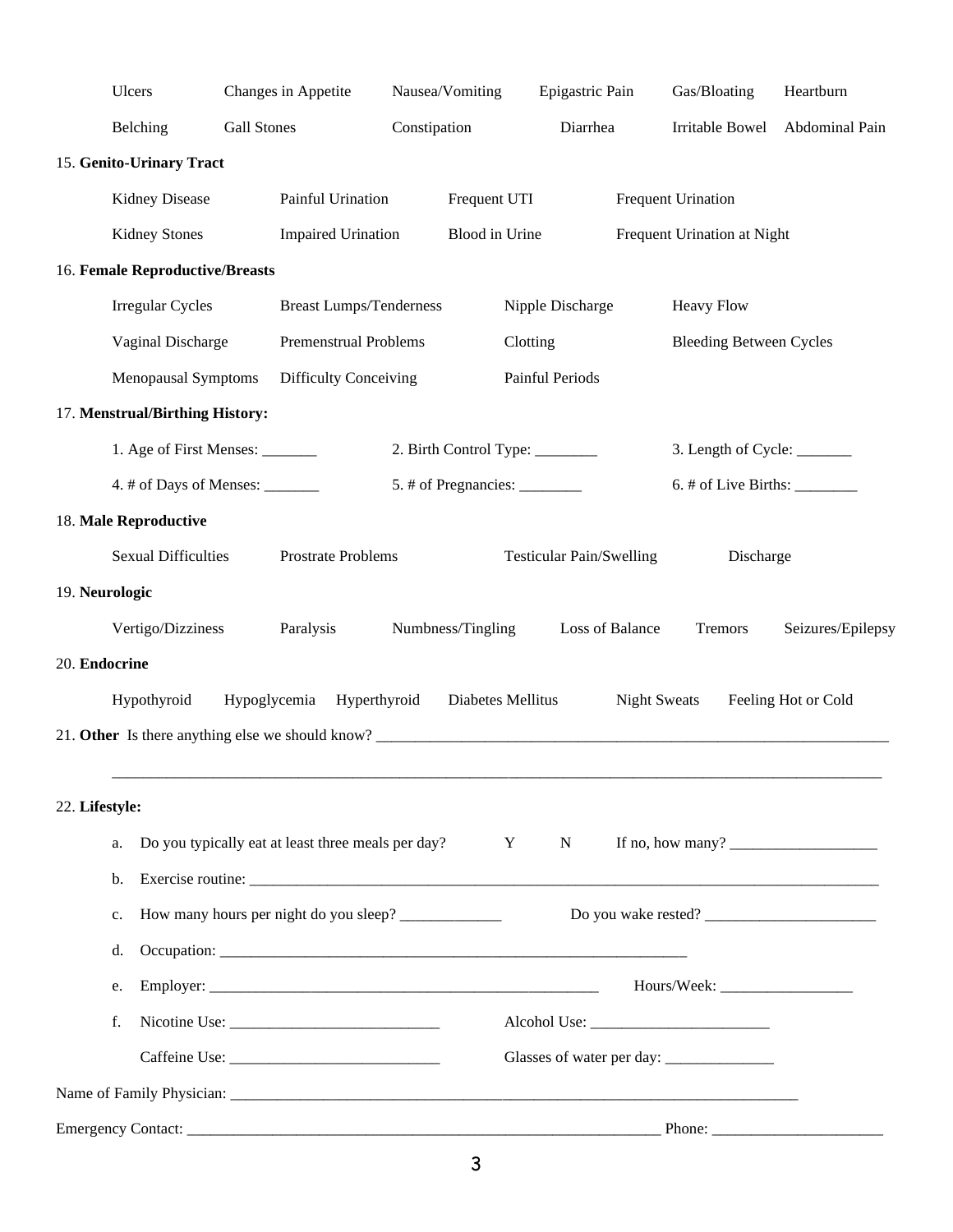| | | | | | |
|---|---|---|---|---|---|
| Ulcers | Changes in Appetite | Nausea/Vomiting | Epigastric Pain | Gas/Bloating | Heartburn |
| Belching | Gall Stones | Constipation | Diarrhea | Irritable Bowel | Abdominal Pain |

15. **Genito-Urinary Tract**

| | | | |
|---|---|---|---|
| Kidney Disease | Painful Urination | Frequent UTI | Frequent Urination |
| Kidney Stones | Impaired Urination | Blood in Urine | Frequent Urination at Night |

16. **Female Reproductive/Breasts**

| | | | |
|---|---|---|---|
| Irregular Cycles | Breast Lumps/Tenderness | Nipple Discharge | Heavy Flow |
| Vaginal Discharge | Premenstrual Problems | Clotting | Bleeding Between Cycles |
| Menopausal Symptoms | Difficulty Conceiving | Painful Periods | |

17. **Menstrual/Birthing History:**

1. Age of First Menses: _______ 2. Birth Control Type: ________ 3. Length of Cycle: _______
4. # of Days of Menses: _______ 5. # of Pregnancies: ________ 6. # of Live Births: ________

18. **Male Reproductive**

| | | | |
|---|---|---|---|
| Sexual Difficulties | Prostrate Problems | Testicular Pain/Swelling | Discharge |

19. **Neurologic**

| | | | | | |
|---|---|---|---|---|---|
| Vertigo/Dizziness | Paralysis | Numbness/Tingling | Loss of Balance | Tremors | Seizures/Epilepsy |

20. **Endocrine**

| | | | | | |
|---|---|---|---|---|---|
| Hypothyroid | Hypoglycemia | Hyperthyroid | Diabetes Mellitus | Night Sweats | Feeling Hot or Cold |

21. **Other** Is there anything else we should know? ____________________________________________________________________

____________________________________________________________________________________________

22. **Lifestyle:**

a. Do you typically eat at least three meals per day? Y N If no, how many? ___________________

b. Exercise routine: ________________________________________________________________________________

c. How many hours per night do you sleep? _____________ Do you wake rested? ______________________

d. Occupation: _______________________________________________________________

e. Employer: ____________________________________________________ Hours/Week: _________________

f. Nicotine Use: ___________________________ Alcohol Use: _______________________

Caffeine Use: ___________________________ Glasses of water per day: ______________

Name of Family Physician: ____________________________________________________________________________

Emergency Contact: ______________________________________________________________ Phone: ______________________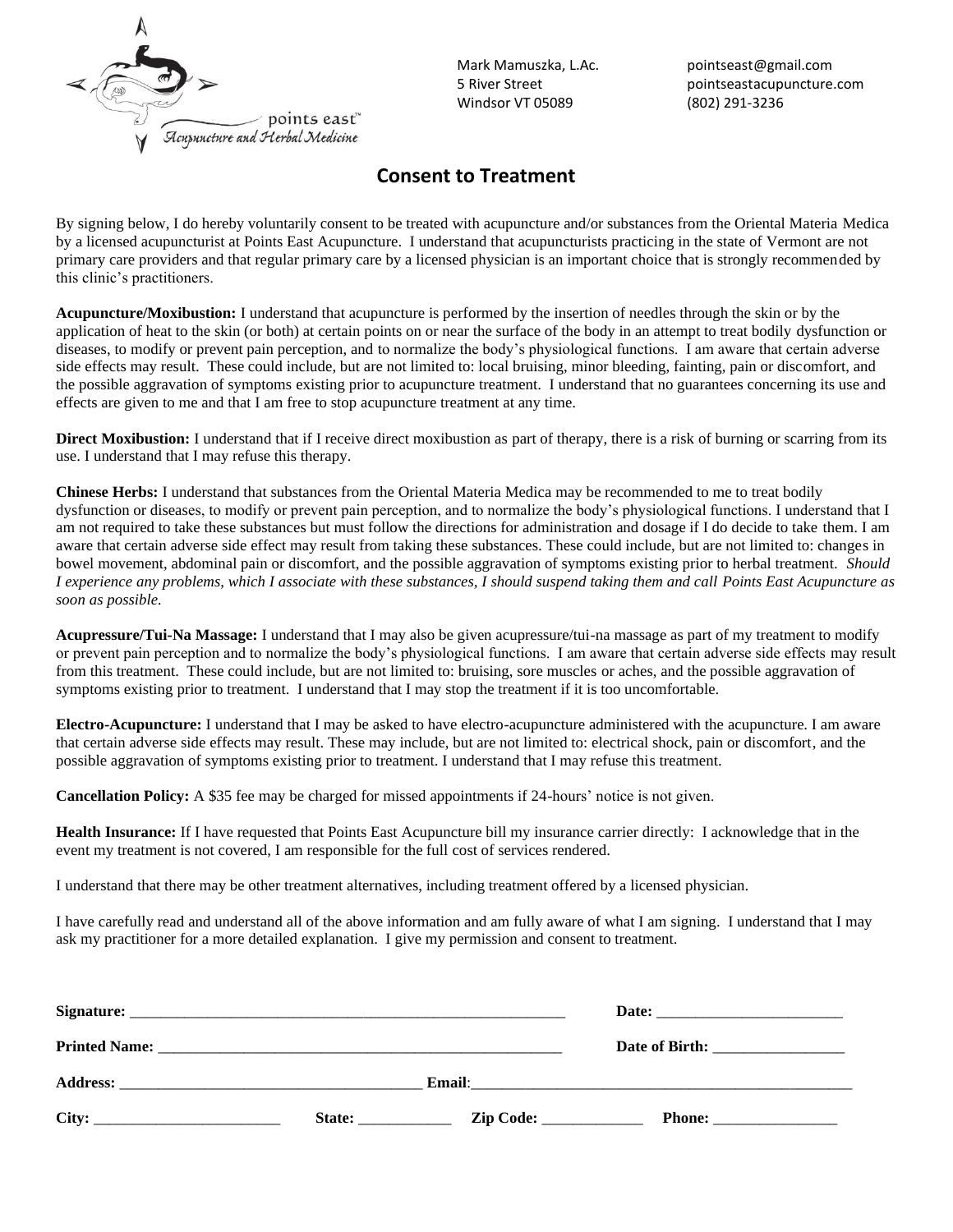points east™
Acupuncture and Herbal Medicine

Mark Mamuszka, L.Ac.
5 River Street
Windsor VT 05089

pointseast@gmail.com
pointseastacupuncture.com
(802) 291-3236

## Consent to Treatment

By signing below, I do hereby voluntarily consent to be treated with acupuncture and/or substances from the Oriental Materia Medica by a licensed acupuncturist at Points East Acupuncture. I understand that acupuncturists practicing in the state of Vermont are not primary care providers and that regular primary care by a licensed physician is an important choice that is strongly recommended by this clinic's practitioners.

**Acupuncture/Moxibustion:** I understand that acupuncture is performed by the insertion of needles through the skin or by the application of heat to the skin (or both) at certain points on or near the surface of the body in an attempt to treat bodily dysfunction or diseases, to modify or prevent pain perception, and to normalize the body's physiological functions. I am aware that certain adverse side effects may result. These could include, but are not limited to: local bruising, minor bleeding, fainting, pain or discomfort, and the possible aggravation of symptoms existing prior to acupuncture treatment. I understand that no guarantees concerning its use and effects are given to me and that I am free to stop acupuncture treatment at any time.

**Direct Moxibustion:** I understand that if I receive direct moxibustion as part of therapy, there is a risk of burning or scarring from its use. I understand that I may refuse this therapy.

**Chinese Herbs:** I understand that substances from the Oriental Materia Medica may be recommended to me to treat bodily dysfunction or diseases, to modify or prevent pain perception, and to normalize the body's physiological functions. I understand that I am not required to take these substances but must follow the directions for administration and dosage if I do decide to take them. I am aware that certain adverse side effect may result from taking these substances. These could include, but are not limited to: changes in bowel movement, abdominal pain or discomfort, and the possible aggravation of symptoms existing prior to herbal treatment. *Should I experience any problems, which I associate with these substances, I should suspend taking them and call Points East Acupuncture as soon as possible.*

**Acupressure/Tui-Na Massage:** I understand that I may also be given acupressure/tui-na massage as part of my treatment to modify or prevent pain perception and to normalize the body's physiological functions. I am aware that certain adverse side effects may result from this treatment. These could include, but are not limited to: bruising, sore muscles or aches, and the possible aggravation of symptoms existing prior to treatment. I understand that I may stop the treatment if it is too uncomfortable.

**Electro-Acupuncture:** I understand that I may be asked to have electro-acupuncture administered with the acupuncture. I am aware that certain adverse side effects may result. These may include, but are not limited to: electrical shock, pain or discomfort, and the possible aggravation of symptoms existing prior to treatment. I understand that I may refuse this treatment.

**Cancellation Policy:** A $35 fee may be charged for missed appointments if 24-hours' notice is not given.

**Health Insurance:** If I have requested that Points East Acupuncture bill my insurance carrier directly: I acknowledge that in the event my treatment is not covered, I am responsible for the full cost of services rendered.

I understand that there may be other treatment alternatives, including treatment offered by a licensed physician.

I have carefully read and understand all of the above information and am fully aware of what I am signing. I understand that I may ask my practitioner for a more detailed explanation. I give my permission and consent to treatment.

**Signature:** ____________________________________________ **Date:** ____________________

**Printed Name:** _________________________________________ **Date of Birth:** ______________

**Address:** ______________________________ **Email**:________________________________________

**City:** ____________________ **State:** __________ **Zip Code:** ___________ **Phone:** ______________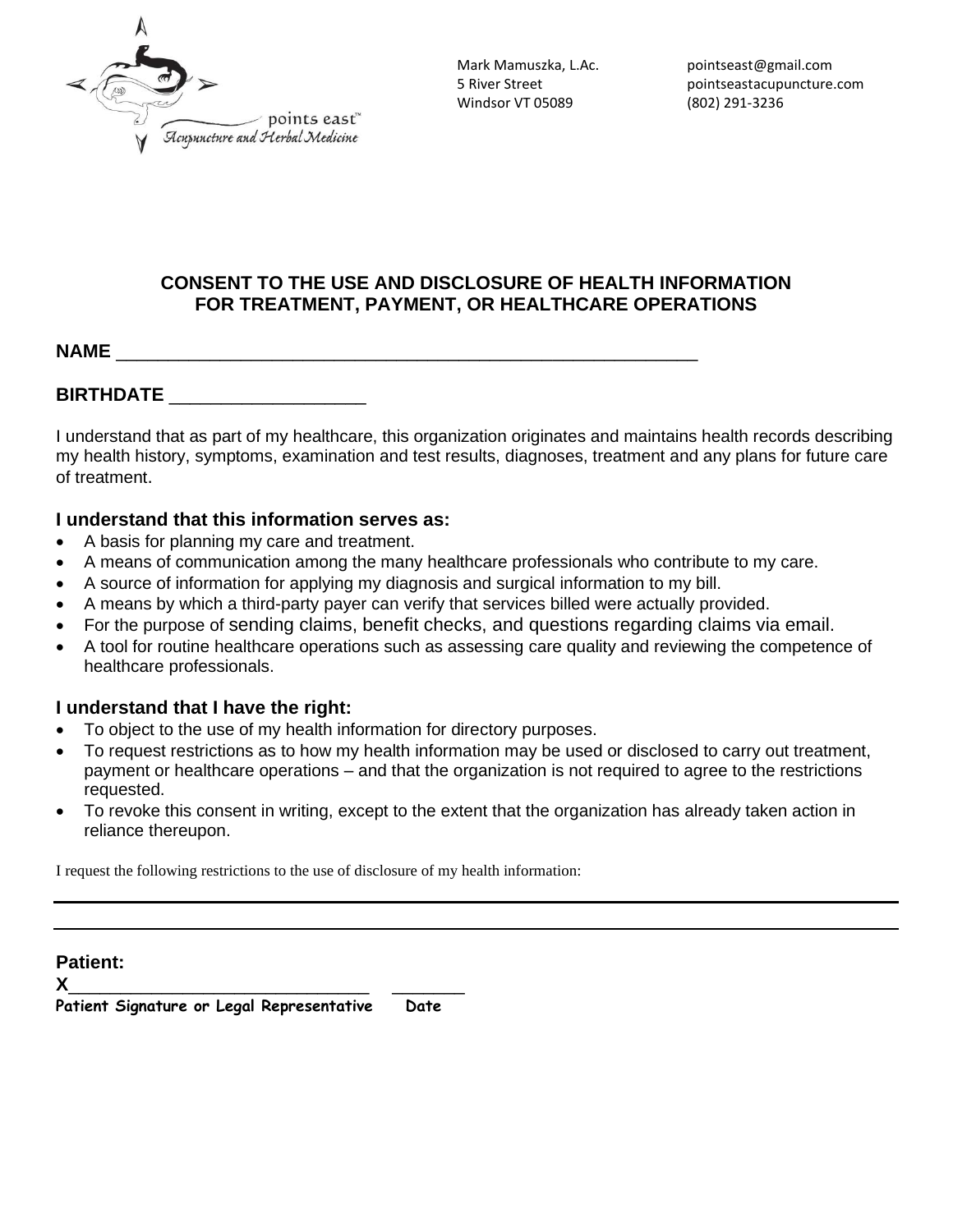points east™
Acupuncture and Herbal Medicine

Mark Mamuszka, L.Ac.
5 River Street
Windsor VT 05089

pointseast@gmail.com
pointseastacupuncture.com
(802) 291-3236

## CONSENT TO THE USE AND DISCLOSURE OF HEALTH INFORMATION FOR TREATMENT, PAYMENT, OR HEALTHCARE OPERATIONS

**NAME** ___________________________________________________________

**BIRTHDATE** ___________________

I understand that as part of my healthcare, this organization originates and maintains health records describing my health history, symptoms, examination and test results, diagnoses, treatment and any plans for future care of treatment.

### I understand that this information serves as:

- A basis for planning my care and treatment.
- A means of communication among the many healthcare professionals who contribute to my care.
- A source of information for applying my diagnosis and surgical information to my bill.
- A means by which a third-party payer can verify that services billed were actually provided.
- For the purpose of sending claims, benefit checks, and questions regarding claims via email.
- A tool for routine healthcare operations such as assessing care quality and reviewing the competence of healthcare professionals.

### I understand that I have the right:

- To object to the use of my health information for directory purposes.
- To request restrictions as to how my health information may be used or disclosed to carry out treatment, payment or healthcare operations – and that the organization is not required to agree to the restrictions requested.
- To revoke this consent in writing, except to the extent that the organization has already taken action in reliance thereupon.

I request the following restrictions to the use of disclosure of my health information:

_______________________________________________________________________________

_______________________________________________________________________________

**Patient:**

**X**______________________________ ________

**Patient Signature or Legal Representative** **Date**